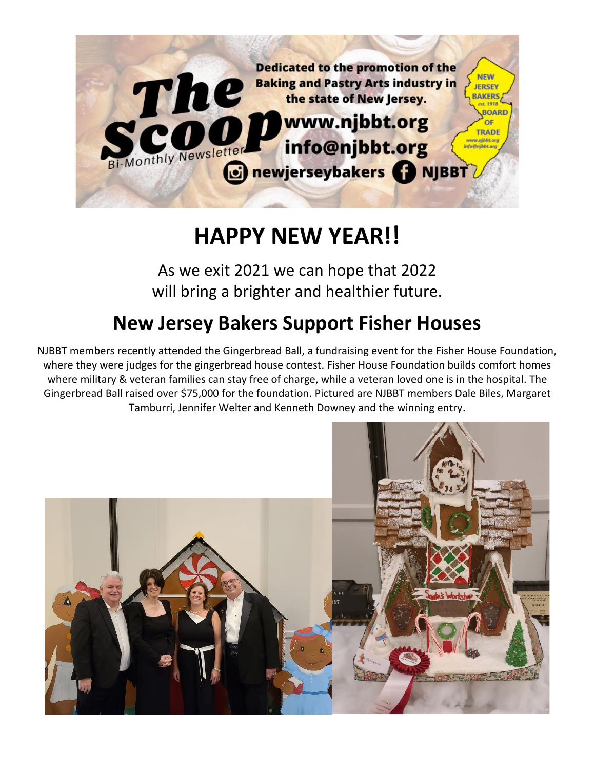# The Scoop

Bi-Monthly Newsletter

Dedicated to the promotion of the Baking and Pastry Arts industry in the state of New Jersey.

www.njbbt.org

info@njbbt.org

newjerseybakers NJBBT

NEW JERSEY BAKERS est. 1918 BOARD OF TRADE

# HAPPY NEW YEAR!!

As we exit 2021 we can hope that 2022 will bring a brighter and healthier future.

## New Jersey Bakers Support Fisher Houses

NJBBT members recently attended the Gingerbread Ball, a fundraising event for the Fisher House Foundation, where they were judges for the gingerbread house contest. Fisher House Foundation builds comfort homes where military & veteran families can stay free of charge, while a veteran loved one is in the hospital. The Gingerbread Ball raised over $75,000 for the foundation. Pictured are NJBBT members Dale Biles, Margaret Tamburri, Jennifer Welter and Kenneth Downey and the winning entry.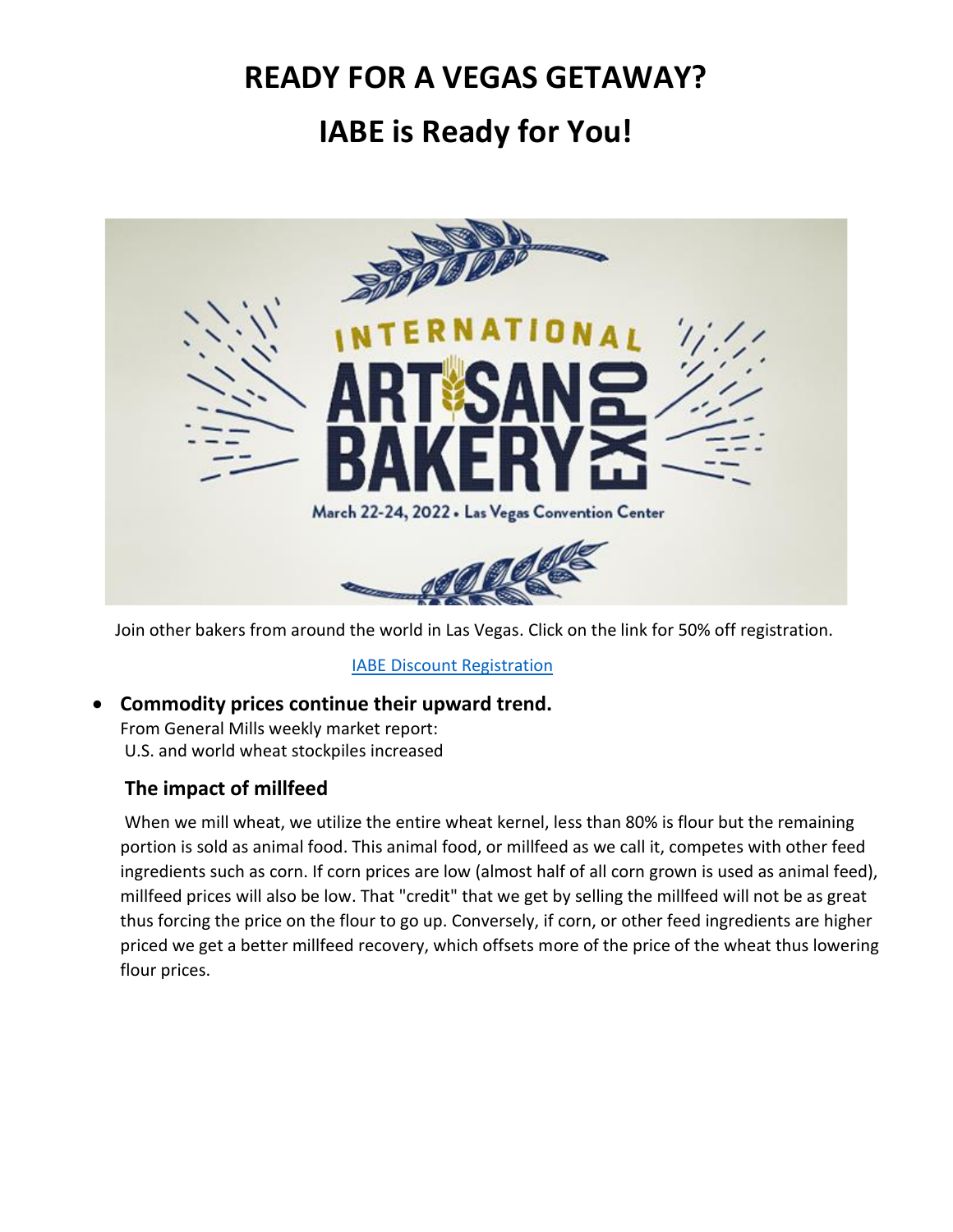# READY FOR A VEGAS GETAWAY?

# IABE is Ready for You!

Join other bakers from around the world in Las Vegas. Click on the link for 50% off registration.

[IABE Discount Registration]

- **Commodity prices continue their upward trend.**
  From General Mills weekly market report:
  U.S. and world wheat stockpiles increased

## The impact of millfeed

When we mill wheat, we utilize the entire wheat kernel, less than 80% is flour but the remaining portion is sold as animal food. This animal food, or millfeed as we call it, competes with other feed ingredients such as corn. If corn prices are low (almost half of all corn grown is used as animal feed), millfeed prices will also be low. That "credit" that we get by selling the millfeed will not be as great thus forcing the price on the flour to go up. Conversely, if corn, or other feed ingredients are higher priced we get a better millfeed recovery, which offsets more of the price of the wheat thus lowering flour prices.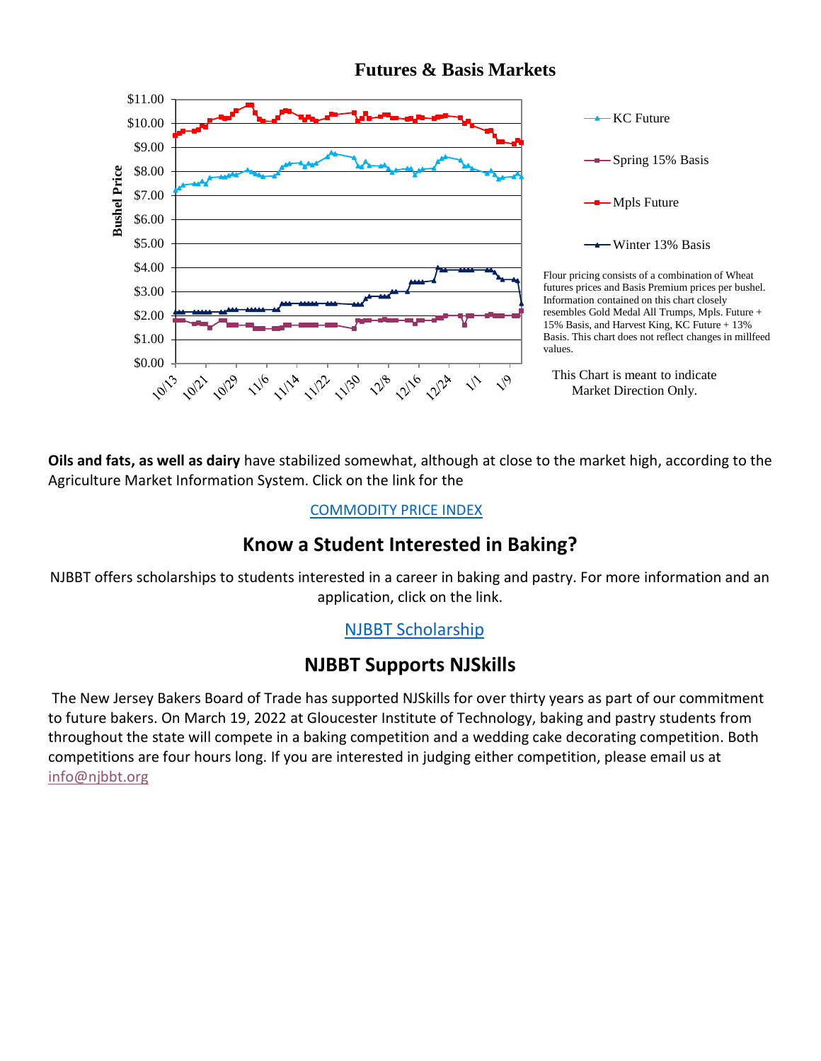## Futures & Basis Markets

Bushel Price

$11.00
$10.00
$9.00
$8.00
$7.00
$6.00
$5.00
$4.00
$3.00
$2.00
$1.00
$0.00

10/13
10/21
10/29
11/6
11/14
11/22
11/30
12/8
12/16
12/24
1/1
1/9

KC Future
Spring 15% Basis
Mpls Future
Winter 13% Basis

Flour pricing consists of a combination of Wheat futures prices and Basis Premium prices per bushel. Information contained on this chart closely resembles Gold Medal All Trumps, Mpls. Future + 15% Basis, and Harvest King, KC Future + 13% Basis. This chart does not reflect changes in millfeed values.

This Chart is meant to indicate Market Direction Only.

**Oils and fats, as well as dairy** have stabilized somewhat, although at close to the market high, according to the Agriculture Market Information System. Click on the link for the

COMMODITY PRICE INDEX

## Know a Student Interested in Baking?

NJBBT offers scholarships to students interested in a career in baking and pastry. For more information and an application, click on the link.

NJBBT Scholarship

## NJBBT Supports NJSkills

The New Jersey Bakers Board of Trade has supported NJSkills for over thirty years as part of our commitment to future bakers. On March 19, 2022 at Gloucester Institute of Technology, baking and pastry students from throughout the state will compete in a baking competition and a wedding cake decorating competition. Both competitions are four hours long. If you are interested in judging either competition, please email us at info@njbbt.org